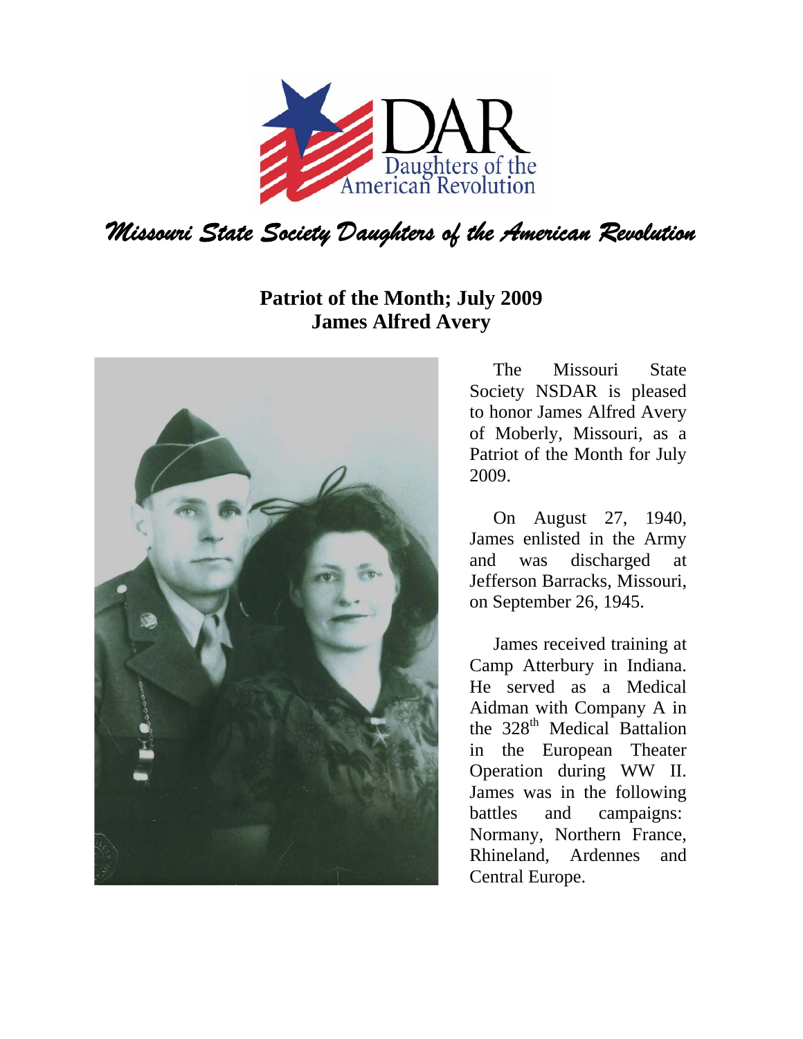DAR
Daughters of the American Revolution

*Missouri State Society Daughters of the American Revolution*

**Patriot of the Month; July 2009**
**James Alfred Avery**

The Missouri State Society NSDAR is pleased to honor James Alfred Avery of Moberly, Missouri, as a Patriot of the Month for July 2009.

On August 27, 1940, James enlisted in the Army and was discharged at Jefferson Barracks, Missouri, on September 26, 1945.

James received training at Camp Atterbury in Indiana. He served as a Medical Aidman with Company A in the 328th Medical Battalion in the European Theater Operation during WW II. James was in the following battles and campaigns: Normany, Northern France, Rhineland, Ardennes and Central Europe.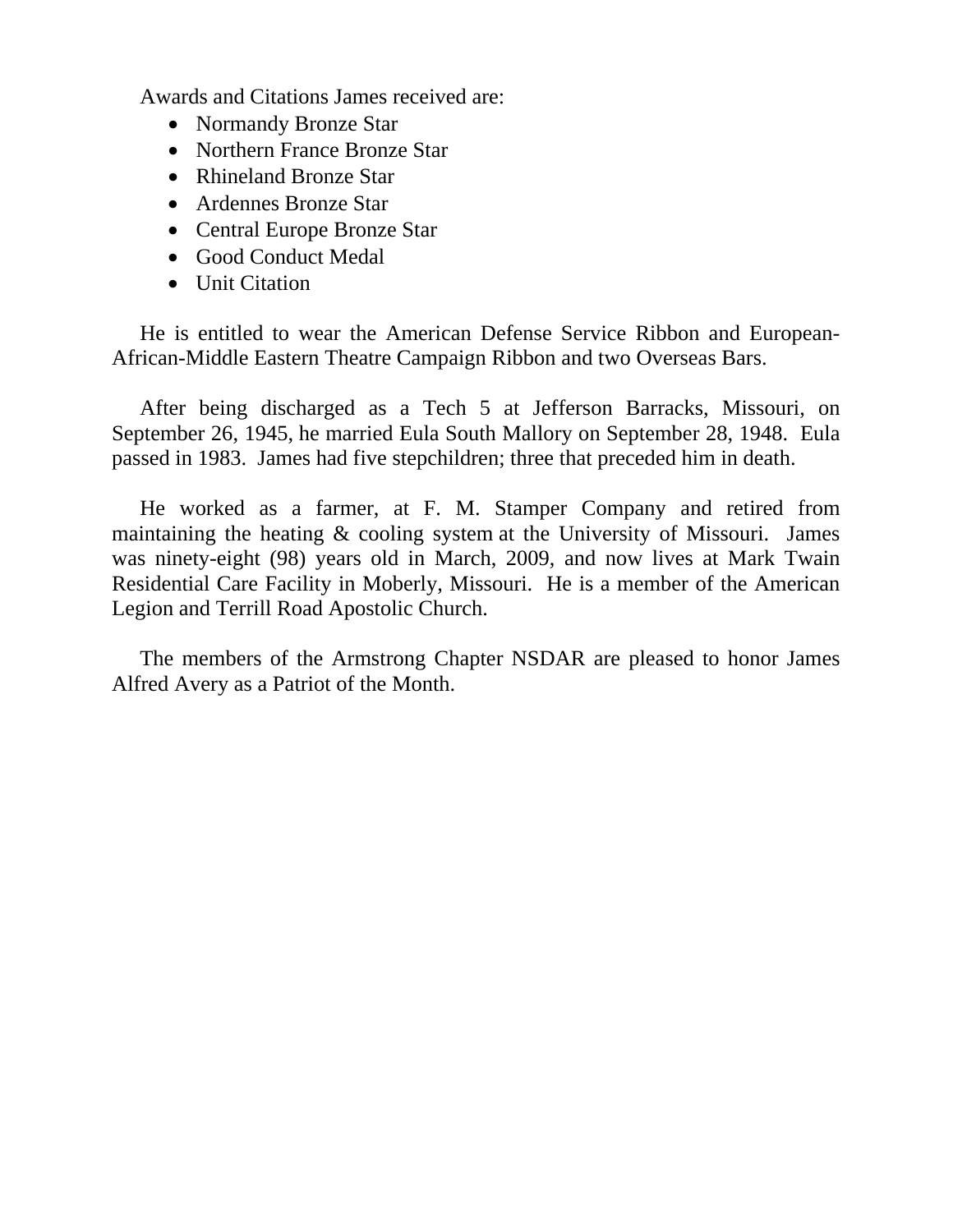Awards and Citations James received are:

- Normandy Bronze Star
- Northern France Bronze Star
- Rhineland Bronze Star
- Ardennes Bronze Star
- Central Europe Bronze Star
- Good Conduct Medal
- Unit Citation

He is entitled to wear the American Defense Service Ribbon and European-African-Middle Eastern Theatre Campaign Ribbon and two Overseas Bars.

After being discharged as a Tech 5 at Jefferson Barracks, Missouri, on September 26, 1945, he married Eula South Mallory on September 28, 1948. Eula passed in 1983. James had five stepchildren; three that preceded him in death.

He worked as a farmer, at F. M. Stamper Company and retired from maintaining the heating & cooling system at the University of Missouri. James was ninety-eight (98) years old in March, 2009, and now lives at Mark Twain Residential Care Facility in Moberly, Missouri. He is a member of the American Legion and Terrill Road Apostolic Church.

The members of the Armstrong Chapter NSDAR are pleased to honor James Alfred Avery as a Patriot of the Month.